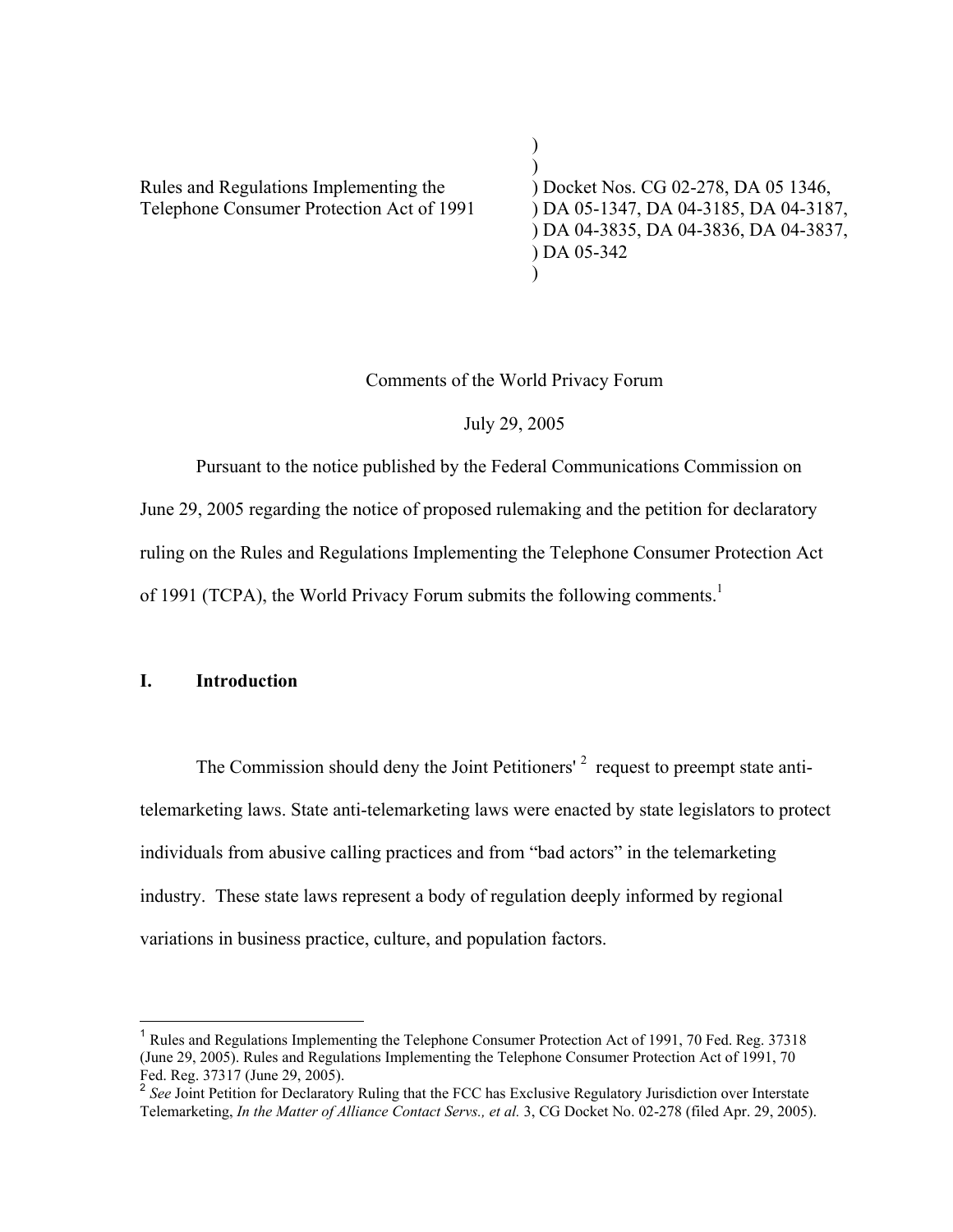Rules and Regulations Implementing the Telephone Consumer Protection Act of 1991

) Docket Nos. CG 02-278, DA 05 1346, DA 05-1347, DA 04-3185, DA 04-3187, DA 04-3835, DA 04-3836, DA 04-3837, DA 05-342

Comments of the World Privacy Forum

July 29, 2005

Pursuant to the notice published by the Federal Communications Commission on June 29, 2005 regarding the notice of proposed rulemaking and the petition for declaratory ruling on the Rules and Regulations Implementing the Telephone Consumer Protection Act of 1991 (TCPA), the World Privacy Forum submits the following comments.[1]

## I. Introduction

The Commission should deny the Joint Petitioners'[2] request to preempt state anti-telemarketing laws. State anti-telemarketing laws were enacted by state legislators to protect individuals from abusive calling practices and from "bad actors" in the telemarketing industry. These state laws represent a body of regulation deeply informed by regional variations in business practice, culture, and population factors.

---

[1] Rules and Regulations Implementing the Telephone Consumer Protection Act of 1991, 70 Fed. Reg. 37318 (June 29, 2005). Rules and Regulations Implementing the Telephone Consumer Protection Act of 1991, 70 Fed. Reg. 37317 (June 29, 2005).

[2] *See* Joint Petition for Declaratory Ruling that the FCC has Exclusive Regulatory Jurisdiction over Interstate Telemarketing, *In the Matter of Alliance Contact Servs., et al.* 3, CG Docket No. 02-278 (filed Apr. 29, 2005).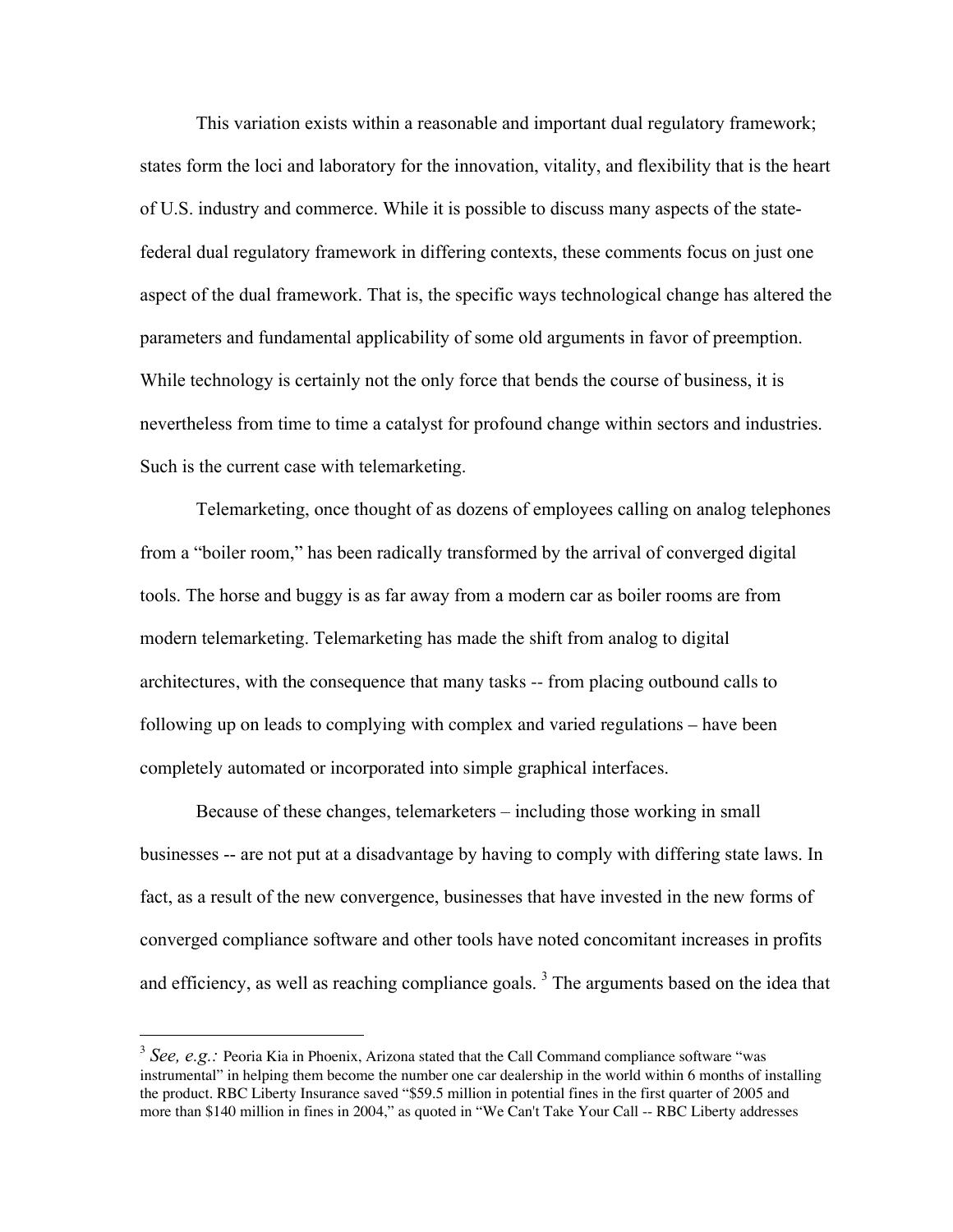This variation exists within a reasonable and important dual regulatory framework; states form the loci and laboratory for the innovation, vitality, and flexibility that is the heart of U.S. industry and commerce. While it is possible to discuss many aspects of the state-federal dual regulatory framework in differing contexts, these comments focus on just one aspect of the dual framework. That is, the specific ways technological change has altered the parameters and fundamental applicability of some old arguments in favor of preemption. While technology is certainly not the only force that bends the course of business, it is nevertheless from time to time a catalyst for profound change within sectors and industries. Such is the current case with telemarketing.

Telemarketing, once thought of as dozens of employees calling on analog telephones from a "boiler room," has been radically transformed by the arrival of converged digital tools. The horse and buggy is as far away from a modern car as boiler rooms are from modern telemarketing. Telemarketing has made the shift from analog to digital architectures, with the consequence that many tasks -- from placing outbound calls to following up on leads to complying with complex and varied regulations – have been completely automated or incorporated into simple graphical interfaces.

Because of these changes, telemarketers – including those working in small businesses -- are not put at a disadvantage by having to comply with differing state laws. In fact, as a result of the new convergence, businesses that have invested in the new forms of converged compliance software and other tools have noted concomitant increases in profits and efficiency, as well as reaching compliance goals. [3] The arguments based on the idea that

---

[3] *See, e.g.:* Peoria Kia in Phoenix, Arizona stated that the Call Command compliance software "was instrumental" in helping them become the number one car dealership in the world within 6 months of installing the product. RBC Liberty Insurance saved "$59.5 million in potential fines in the first quarter of 2005 and more than $140 million in fines in 2004," as quoted in "We Can't Take Your Call -- RBC Liberty addresses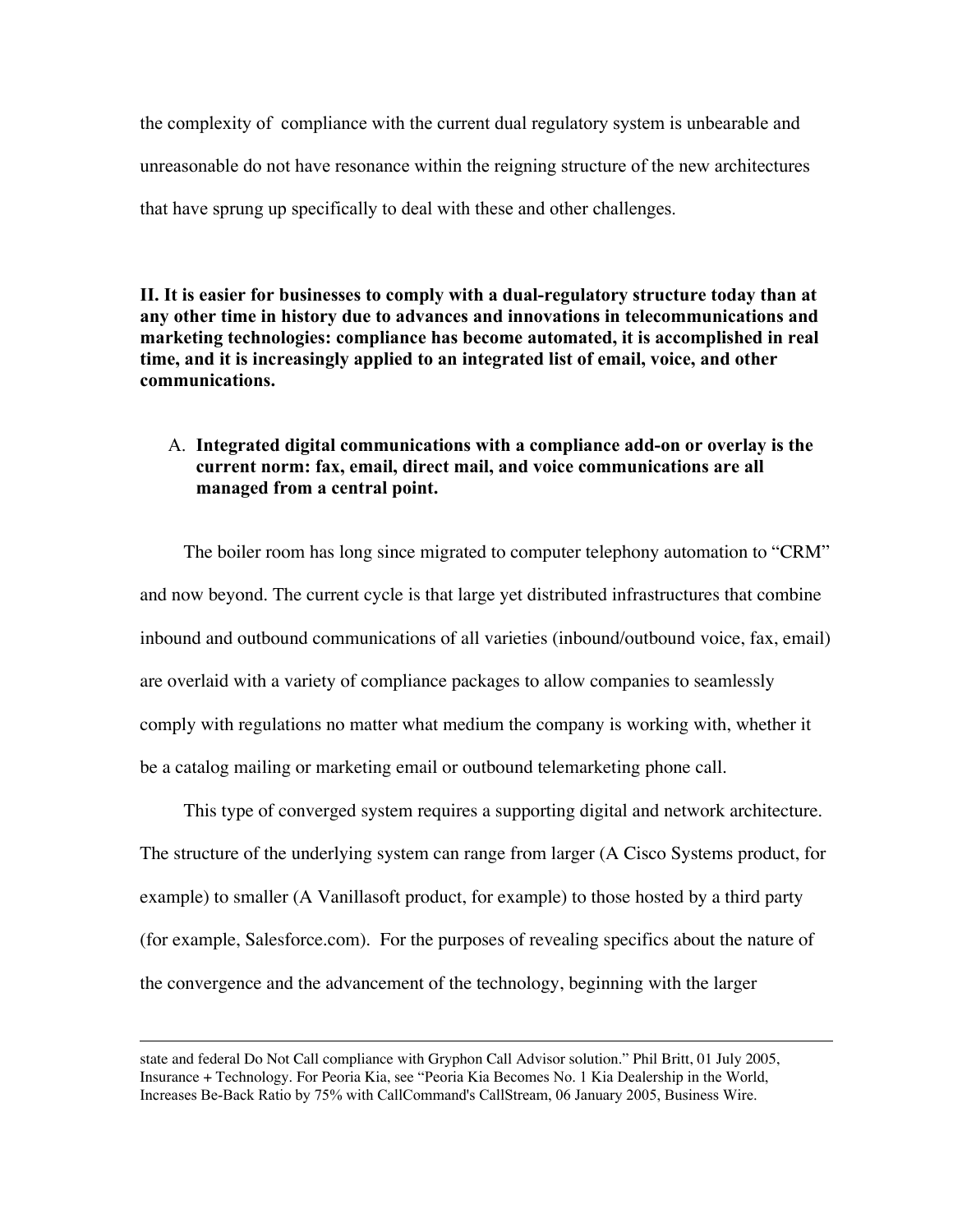the complexity of compliance with the current dual regulatory system is unbearable and unreasonable do not have resonance within the reigning structure of the new architectures that have sprung up specifically to deal with these and other challenges.

## II. It is easier for businesses to comply with a dual-regulatory structure today than at any other time in history due to advances and innovations in telecommunications and marketing technologies: compliance has become automated, it is accomplished in real time, and it is increasingly applied to an integrated list of email, voice, and other communications.

### A. Integrated digital communications with a compliance add-on or overlay is the current norm: fax, email, direct mail, and voice communications are all managed from a central point.

The boiler room has long since migrated to computer telephony automation to "CRM" and now beyond. The current cycle is that large yet distributed infrastructures that combine inbound and outbound communications of all varieties (inbound/outbound voice, fax, email) are overlaid with a variety of compliance packages to allow companies to seamlessly comply with regulations no matter what medium the company is working with, whether it be a catalog mailing or marketing email or outbound telemarketing phone call.

This type of converged system requires a supporting digital and network architecture. The structure of the underlying system can range from larger (A Cisco Systems product, for example) to smaller (A Vanillasoft product, for example) to those hosted by a third party (for example, Salesforce.com). For the purposes of revealing specifics about the nature of the convergence and the advancement of the technology, beginning with the larger

---

state and federal Do Not Call compliance with Gryphon Call Advisor solution." Phil Britt, 01 July 2005, Insurance + Technology. For Peoria Kia, see "Peoria Kia Becomes No. 1 Kia Dealership in the World, Increases Be-Back Ratio by 75% with CallCommand's CallStream, 06 January 2005, Business Wire.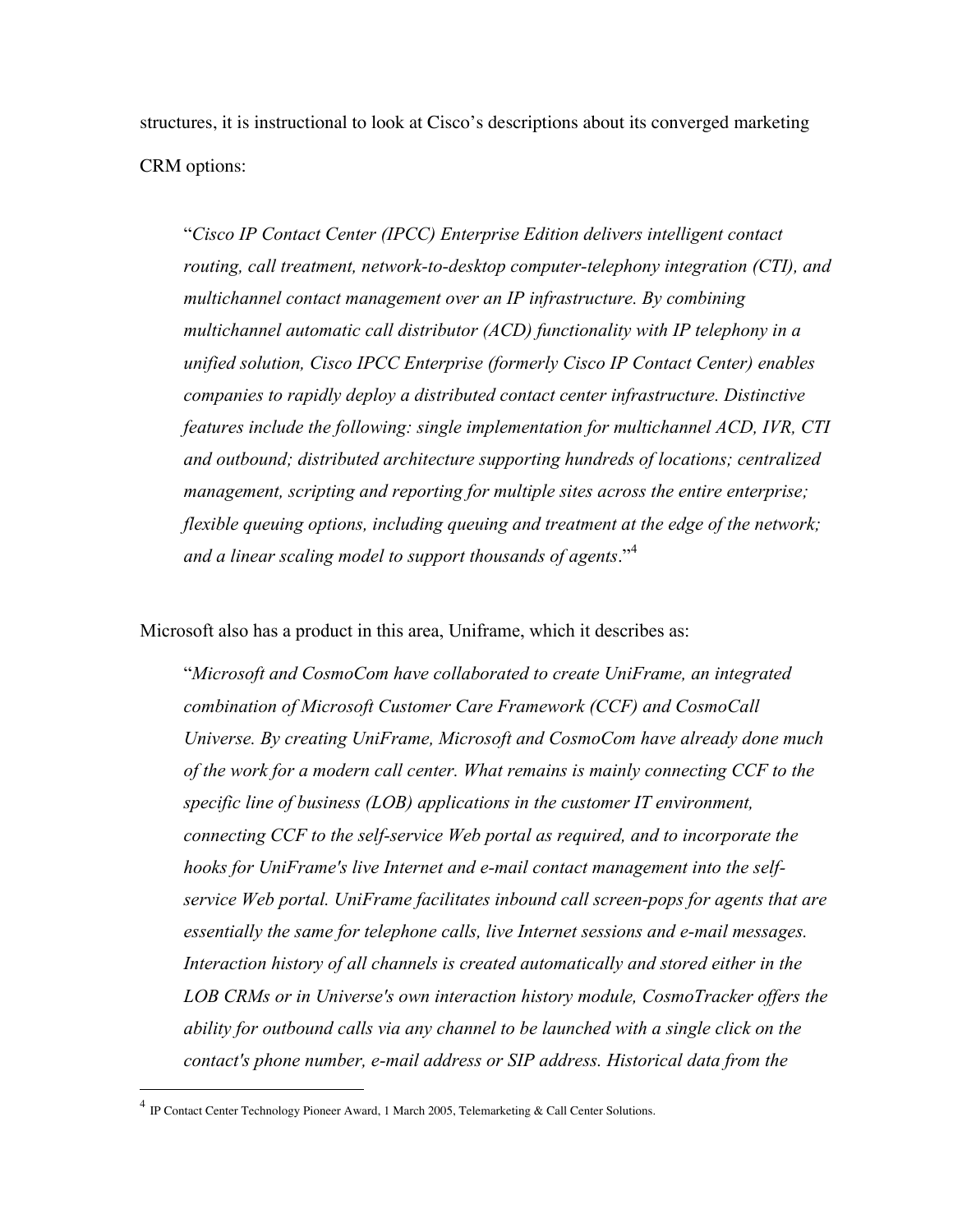structures, it is instructional to look at Cisco's descriptions about its converged marketing CRM options:

> "*Cisco IP Contact Center (IPCC) Enterprise Edition delivers intelligent contact routing, call treatment, network-to-desktop computer-telephony integration (CTI), and multichannel contact management over an IP infrastructure. By combining multichannel automatic call distributor (ACD) functionality with IP telephony in a unified solution, Cisco IPCC Enterprise (formerly Cisco IP Contact Center) enables companies to rapidly deploy a distributed contact center infrastructure. Distinctive features include the following: single implementation for multichannel ACD, IVR, CTI and outbound; distributed architecture supporting hundreds of locations; centralized management, scripting and reporting for multiple sites across the entire enterprise; flexible queuing options, including queuing and treatment at the edge of the network; and a linear scaling model to support thousands of agents*."[4]

Microsoft also has a product in this area, Uniframe, which it describes as:

> "*Microsoft and CosmoCom have collaborated to create UniFrame, an integrated combination of Microsoft Customer Care Framework (CCF) and CosmoCall Universe. By creating UniFrame, Microsoft and CosmoCom have already done much of the work for a modern call center. What remains is mainly connecting CCF to the specific line of business (LOB) applications in the customer IT environment, connecting CCF to the self-service Web portal as required, and to incorporate the hooks for UniFrame's live Internet and e-mail contact management into the self-service Web portal. UniFrame facilitates inbound call screen-pops for agents that are essentially the same for telephone calls, live Internet sessions and e-mail messages. Interaction history of all channels is created automatically and stored either in the LOB CRMs or in Universe's own interaction history module, CosmoTracker offers the ability for outbound calls via any channel to be launched with a single click on the contact's phone number, e-mail address or SIP address. Historical data from the*

---

[4] IP Contact Center Technology Pioneer Award, 1 March 2005, Telemarketing & Call Center Solutions.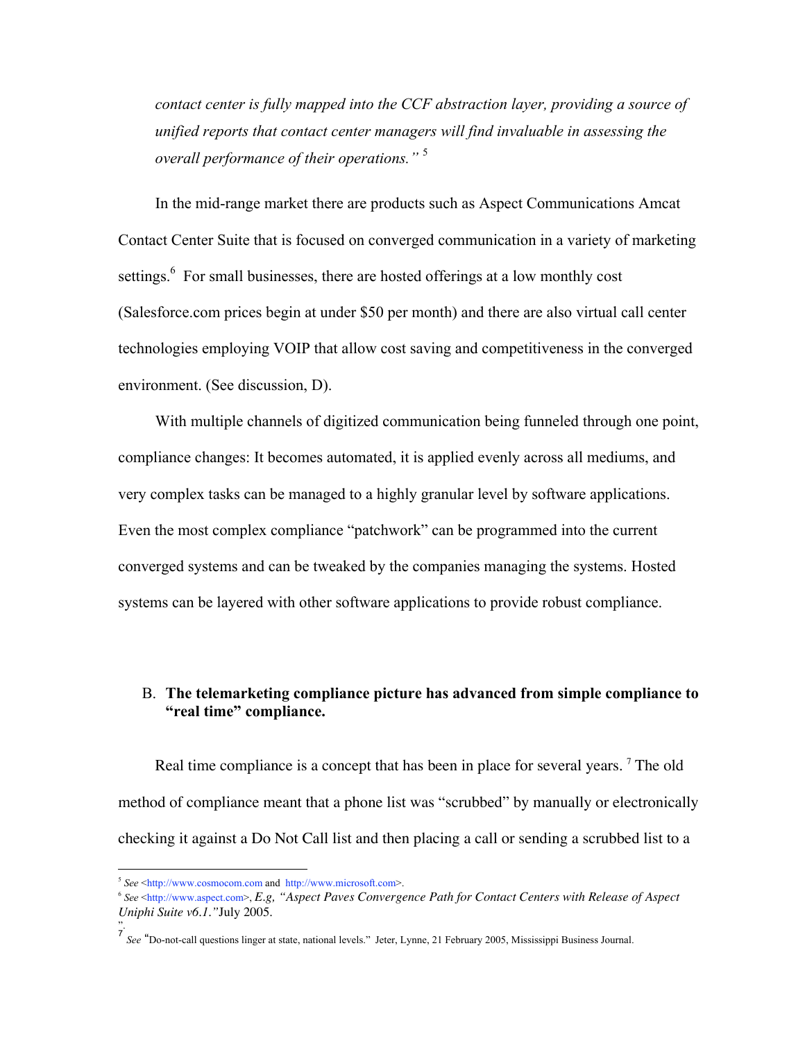*contact center is fully mapped into the CCF abstraction layer, providing a source of unified reports that contact center managers will find invaluable in assessing the overall performance of their operations."* [5]

In the mid-range market there are products such as Aspect Communications Amcat Contact Center Suite that is focused on converged communication in a variety of marketing settings.[6] For small businesses, there are hosted offerings at a low monthly cost (Salesforce.com prices begin at under $50 per month) and there are also virtual call center technologies employing VOIP that allow cost saving and competitiveness in the converged environment. (See discussion, D).

With multiple channels of digitized communication being funneled through one point, compliance changes: It becomes automated, it is applied evenly across all mediums, and very complex tasks can be managed to a highly granular level by software applications. Even the most complex compliance "patchwork" can be programmed into the current converged systems and can be tweaked by the companies managing the systems. Hosted systems can be layered with other software applications to provide robust compliance.

## B. The telemarketing compliance picture has advanced from simple compliance to "real time" compliance.

Real time compliance is a concept that has been in place for several years. [7] The old method of compliance meant that a phone list was "scrubbed" by manually or electronically checking it against a Do Not Call list and then placing a call or sending a scrubbed list to a

---

[5] *See* <http://www.cosmocom.com and http://www.microsoft.com>.

[6] *See* <http://www.aspect.com>, *E.g, "Aspect Paves Convergence Path for Contact Centers with Release of Aspect Uniphi Suite v6.1."* July 2005.

[7] *See* "Do-not-call questions linger at state, national levels." Jeter, Lynne, 21 February 2005, Mississippi Business Journal.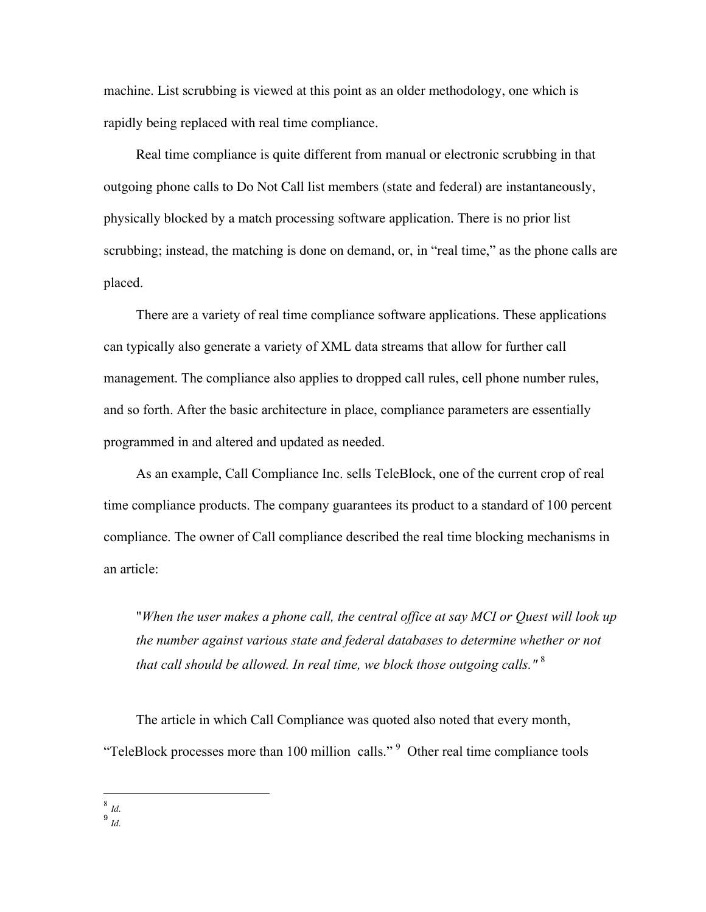machine. List scrubbing is viewed at this point as an older methodology, one which is rapidly being replaced with real time compliance.

Real time compliance is quite different from manual or electronic scrubbing in that outgoing phone calls to Do Not Call list members (state and federal) are instantaneously, physically blocked by a match processing software application. There is no prior list scrubbing; instead, the matching is done on demand, or, in "real time," as the phone calls are placed.

There are a variety of real time compliance software applications. These applications can typically also generate a variety of XML data streams that allow for further call management. The compliance also applies to dropped call rules, cell phone number rules, and so forth. After the basic architecture in place, compliance parameters are essentially programmed in and altered and updated as needed.

As an example, Call Compliance Inc. sells TeleBlock, one of the current crop of real time compliance products. The company guarantees its product to a standard of 100 percent compliance. The owner of Call compliance described the real time blocking mechanisms in an article:

> "*When the user makes a phone call, the central office at say MCI or Quest will look up the number against various state and federal databases to determine whether or not that call should be allowed. In real time, we block those outgoing calls."* [8]

The article in which Call Compliance was quoted also noted that every month, "TeleBlock processes more than 100 million calls." [9] Other real time compliance tools

---

[8] *Id.*
[9] *Id.*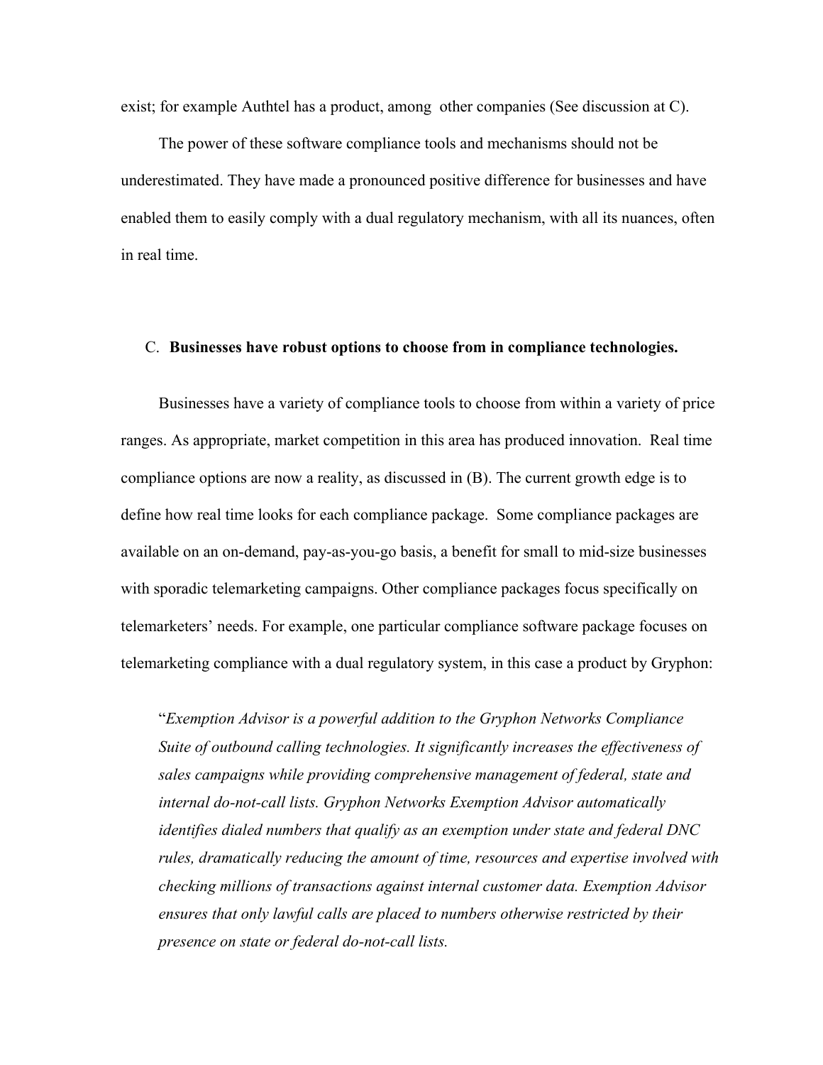exist; for example Authtel has a product, among other companies (See discussion at C).

The power of these software compliance tools and mechanisms should not be underestimated. They have made a pronounced positive difference for businesses and have enabled them to easily comply with a dual regulatory mechanism, with all its nuances, often in real time.

C. **Businesses have robust options to choose from in compliance technologies.**

Businesses have a variety of compliance tools to choose from within a variety of price ranges. As appropriate, market competition in this area has produced innovation. Real time compliance options are now a reality, as discussed in (B). The current growth edge is to define how real time looks for each compliance package. Some compliance packages are available on an on-demand, pay-as-you-go basis, a benefit for small to mid-size businesses with sporadic telemarketing campaigns. Other compliance packages focus specifically on telemarketers' needs. For example, one particular compliance software package focuses on telemarketing compliance with a dual regulatory system, in this case a product by Gryphon:

> "*Exemption Advisor is a powerful addition to the Gryphon Networks Compliance Suite of outbound calling technologies. It significantly increases the effectiveness of sales campaigns while providing comprehensive management of federal, state and internal do-not-call lists. Gryphon Networks Exemption Advisor automatically identifies dialed numbers that qualify as an exemption under state and federal DNC rules, dramatically reducing the amount of time, resources and expertise involved with checking millions of transactions against internal customer data. Exemption Advisor ensures that only lawful calls are placed to numbers otherwise restricted by their presence on state or federal do-not-call lists.*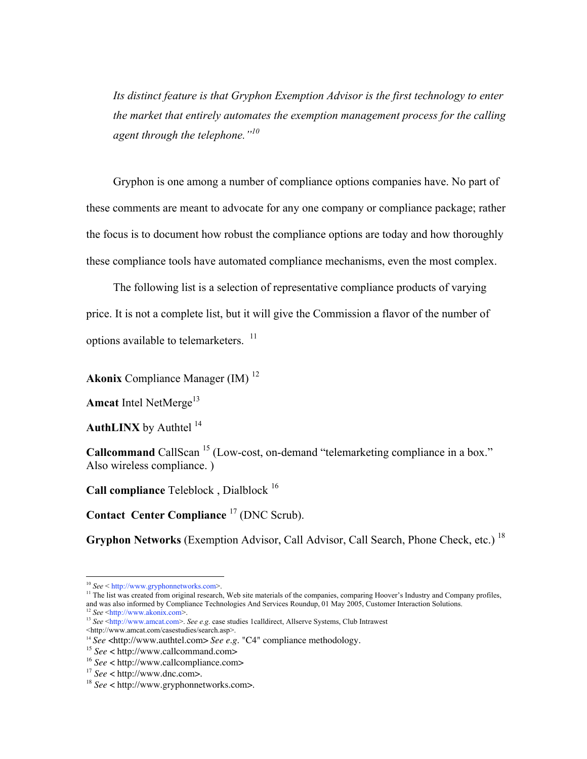*Its distinct feature is that Gryphon Exemption Advisor is the first technology to enter the market that entirely automates the exemption management process for the calling agent through the telephone."*[10]

Gryphon is one among a number of compliance options companies have. No part of these comments are meant to advocate for any one company or compliance package; rather the focus is to document how robust the compliance options are today and how thoroughly these compliance tools have automated compliance mechanisms, even the most complex.

The following list is a selection of representative compliance products of varying price. It is not a complete list, but it will give the Commission a flavor of the number of options available to telemarketers. [11]

**Akonix** Compliance Manager (IM) [12]

**Amcat** Intel NetMerge[13]

**AuthLINX** by Authtel [14]

**Callcommand** CallScan [15] (Low-cost, on-demand "telemarketing compliance in a box." Also wireless compliance. )

**Call compliance** Teleblock , Dialblock [16]

**Contact Center Compliance** [17] (DNC Scrub).

**Gryphon Networks** (Exemption Advisor, Call Advisor, Call Search, Phone Check, etc.) [18]

---

[10] *See* < http://www.gryphonnetworks.com>.

[11] The list was created from original research, Web site materials of the companies, comparing Hoover's Industry and Company profiles, and was also informed by Compliance Technologies And Services Roundup, 01 May 2005, Customer Interaction Solutions.

[12] *See* <http://www.akonix.com>.

[13] *See* <http://www.amcat.com>. *See e.g.* case studies 1calldirect, Allserve Systems, Club Intrawest <http://www.amcat.com/casestudies/search.asp>.

[14] *See* <http://www.authtel.com> *See e.g*. "C4" compliance methodology.

[15] *See* < http://www.callcommand.com>

[16] *See* < http://www.callcompliance.com>

[17] *See* < http://www.dnc.com>.

[18] *See* < http://www.gryphonnetworks.com>.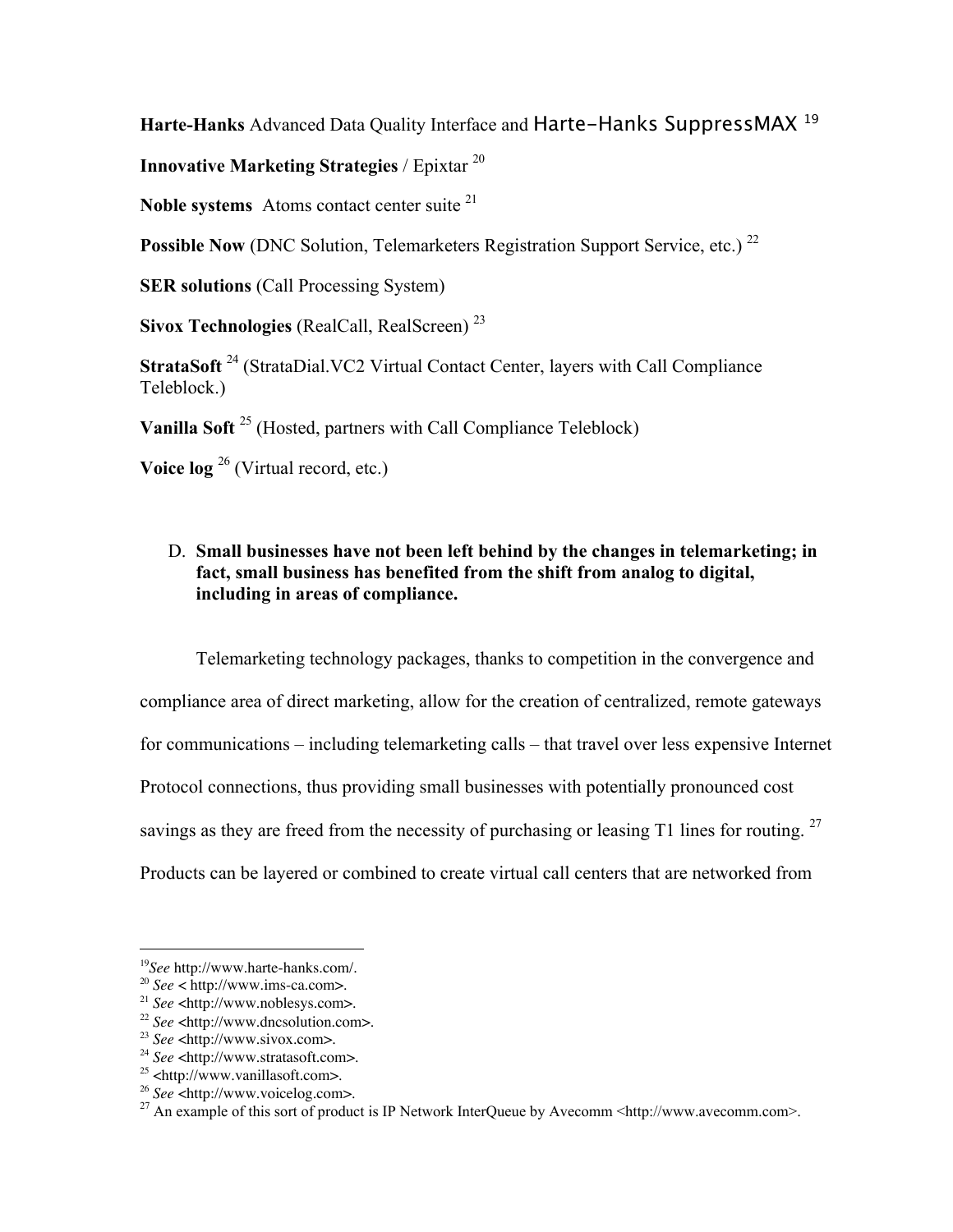**Harte-Hanks** Advanced Data Quality Interface and Harte-Hanks SuppressMAX [19]

**Innovative Marketing Strategies** / Epixtar [20]

**Noble systems** Atoms contact center suite [21]

**Possible Now** (DNC Solution, Telemarketers Registration Support Service, etc.) [22]

**SER solutions** (Call Processing System)

**Sivox Technologies** (RealCall, RealScreen) [23]

**StrataSoft** [24] (StrataDial.VC2 Virtual Contact Center, layers with Call Compliance Teleblock.)

**Vanilla Soft** [25] (Hosted, partners with Call Compliance Teleblock)

**Voice log** [26] (Virtual record, etc.)

D. **Small businesses have not been left behind by the changes in telemarketing; in fact, small business has benefited from the shift from analog to digital, including in areas of compliance.**

Telemarketing technology packages, thanks to competition in the convergence and compliance area of direct marketing, allow for the creation of centralized, remote gateways for communications – including telemarketing calls – that travel over less expensive Internet Protocol connections, thus providing small businesses with potentially pronounced cost savings as they are freed from the necessity of purchasing or leasing T1 lines for routing. [27] Products can be layered or combined to create virtual call centers that are networked from

---

[19] *See* http://www.harte-hanks.com/.

[20] *See* < http://www.ims-ca.com>.

[21] *See* <http://www.noblesys.com>.

[22] *See* <http://www.dncsolution.com>.

[23] *See* <http://www.sivox.com>.

[24] *See* <http://www.stratasoft.com>.

[25] <http://www.vanillasoft.com>.

[26] *See* <http://www.voicelog.com>.

[27] An example of this sort of product is IP Network InterQueue by Avecomm <http://www.avecomm.com>.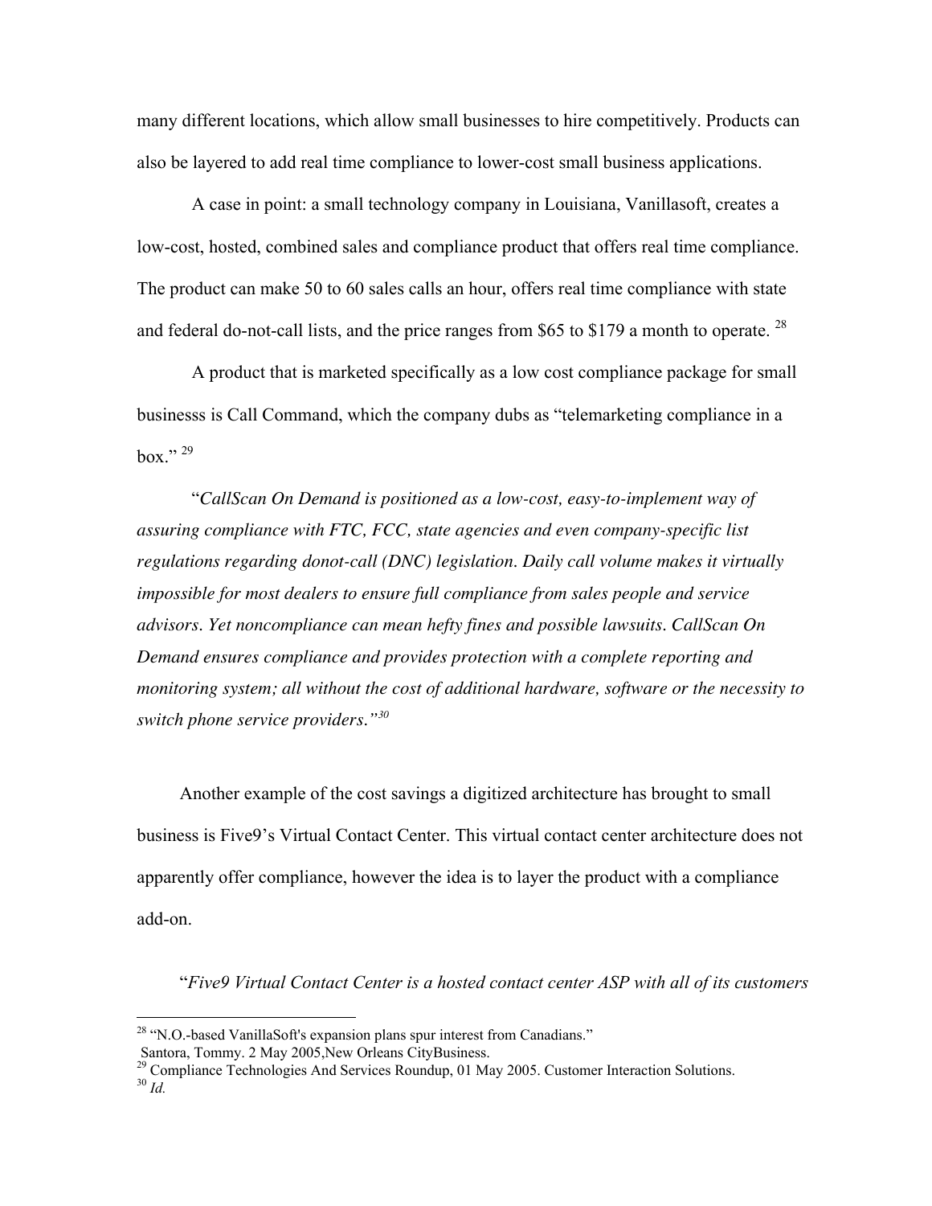many different locations, which allow small businesses to hire competitively. Products can also be layered to add real time compliance to lower-cost small business applications.

A case in point: a small technology company in Louisiana, Vanillasoft, creates a low-cost, hosted, combined sales and compliance product that offers real time compliance. The product can make 50 to 60 sales calls an hour, offers real time compliance with state and federal do-not-call lists, and the price ranges from $65 to $179 a month to operate. [28]

A product that is marketed specifically as a low cost compliance package for small businesss is Call Command, which the company dubs as "telemarketing compliance in a box." [29]

"*CallScan On Demand is positioned as a low-cost, easy-to-implement way of assuring compliance with FTC, FCC, state agencies and even company-specific list regulations regarding donot-call (DNC) legislation. Daily call volume makes it virtually impossible for most dealers to ensure full compliance from sales people and service advisors. Yet noncompliance can mean hefty fines and possible lawsuits. CallScan On Demand ensures compliance and provides protection with a complete reporting and monitoring system; all without the cost of additional hardware, software or the necessity to switch phone service providers.*"[30]

Another example of the cost savings a digitized architecture has brought to small business is Five9's Virtual Contact Center. This virtual contact center architecture does not apparently offer compliance, however the idea is to layer the product with a compliance add-on.

"*Five9 Virtual Contact Center is a hosted contact center ASP with all of its customers*

---

[28] "N.O.-based VanillaSoft's expansion plans spur interest from Canadians." Santora, Tommy. 2 May 2005, New Orleans CityBusiness.

[29] Compliance Technologies And Services Roundup, 01 May 2005. Customer Interaction Solutions.

[30] *Id.*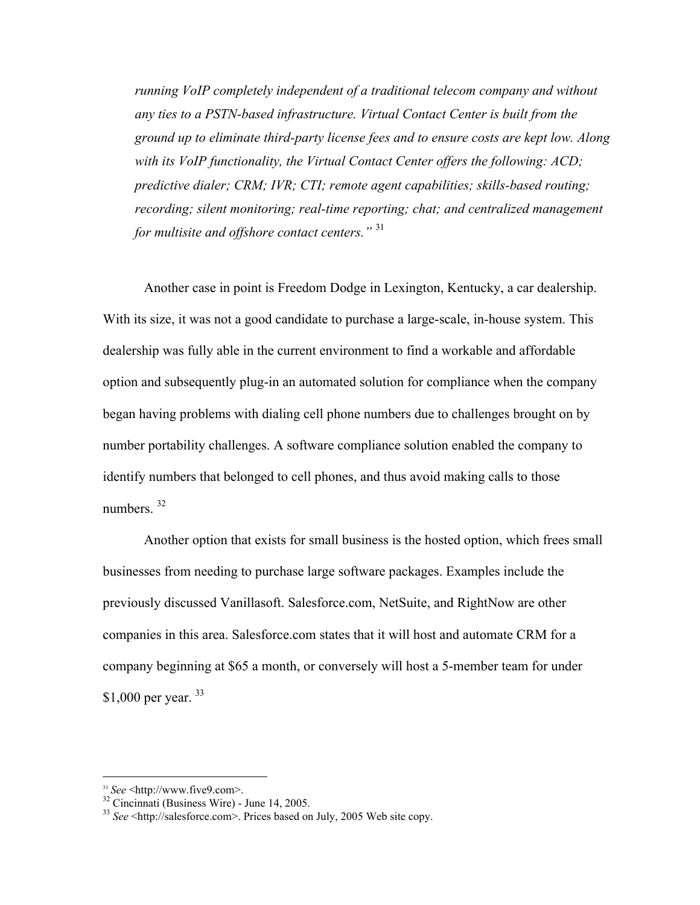> *running VoIP completely independent of a traditional telecom company and without any ties to a PSTN-based infrastructure. Virtual Contact Center is built from the ground up to eliminate third-party license fees and to ensure costs are kept low. Along with its VoIP functionality, the Virtual Contact Center offers the following: ACD; predictive dialer; CRM; IVR; CTI; remote agent capabilities; skills-based routing; recording; silent monitoring; real-time reporting; chat; and centralized management for multisite and offshore contact centers."* [31]

Another case in point is Freedom Dodge in Lexington, Kentucky, a car dealership. With its size, it was not a good candidate to purchase a large-scale, in-house system. This dealership was fully able in the current environment to find a workable and affordable option and subsequently plug-in an automated solution for compliance when the company began having problems with dialing cell phone numbers due to challenges brought on by number portability challenges. A software compliance solution enabled the company to identify numbers that belonged to cell phones, and thus avoid making calls to those numbers. [32]

Another option that exists for small business is the hosted option, which frees small businesses from needing to purchase large software packages. Examples include the previously discussed Vanillasoft. Salesforce.com, NetSuite, and RightNow are other companies in this area. Salesforce.com states that it will host and automate CRM for a company beginning at $65 a month, or conversely will host a 5-member team for under $1,000 per year. [33]

---

[31] *See* <http://www.five9.com>.

[32] Cincinnati (Business Wire) - June 14, 2005.

[33] *See* <http://salesforce.com>. Prices based on July, 2005 Web site copy.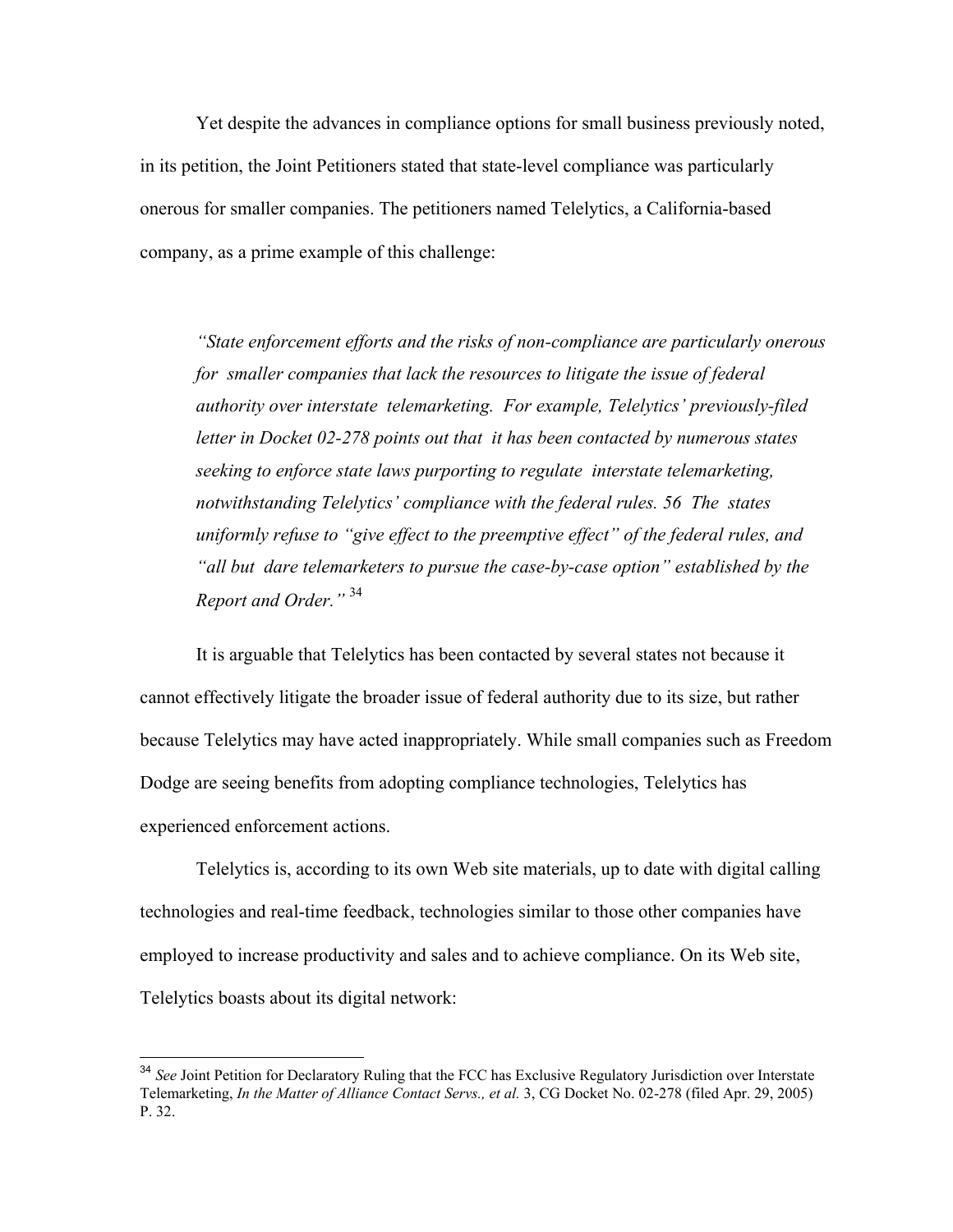Yet despite the advances in compliance options for small business previously noted, in its petition, the Joint Petitioners stated that state-level compliance was particularly onerous for smaller companies. The petitioners named Telelytics, a California-based company, as a prime example of this challenge:

> *"State enforcement efforts and the risks of non-compliance are particularly onerous for smaller companies that lack the resources to litigate the issue of federal authority over interstate telemarketing. For example, Telelytics' previously-filed letter in Docket 02-278 points out that it has been contacted by numerous states seeking to enforce state laws purporting to regulate interstate telemarketing, notwithstanding Telelytics' compliance with the federal rules. 56 The states uniformly refuse to "give effect to the preemptive effect" of the federal rules, and "all but dare telemarketers to pursue the case-by-case option" established by the Report and Order."* [34]

It is arguable that Telelytics has been contacted by several states not because it cannot effectively litigate the broader issue of federal authority due to its size, but rather because Telelytics may have acted inappropriately. While small companies such as Freedom Dodge are seeing benefits from adopting compliance technologies, Telelytics has experienced enforcement actions.

Telelytics is, according to its own Web site materials, up to date with digital calling technologies and real-time feedback, technologies similar to those other companies have employed to increase productivity and sales and to achieve compliance. On its Web site, Telelytics boasts about its digital network:

---

[34] *See* Joint Petition for Declaratory Ruling that the FCC has Exclusive Regulatory Jurisdiction over Interstate Telemarketing, *In the Matter of Alliance Contact Servs., et al.* 3, CG Docket No. 02-278 (filed Apr. 29, 2005) P. 32.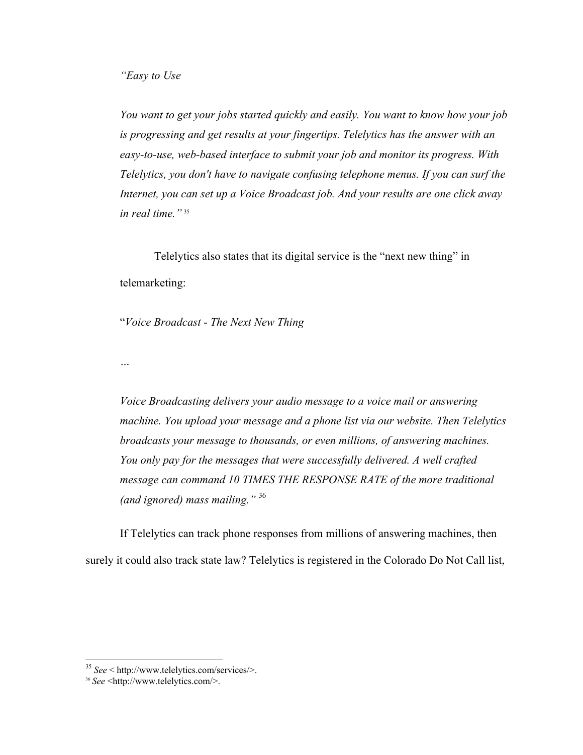*“Easy to Use*

*You want to get your jobs started quickly and easily. You want to know how your job is progressing and get results at your fingertips. Telelytics has the answer with an easy-to-use, web-based interface to submit your job and monitor its progress. With Telelytics, you don't have to navigate confusing telephone menus. If you can surf the Internet, you can set up a Voice Broadcast job. And your results are one click away in real time.”* [35]

Telelytics also states that its digital service is the “next new thing” in telemarketing:

“*Voice Broadcast - The Next New Thing*

…

*Voice Broadcasting delivers your audio message to a voice mail or answering machine. You upload your message and a phone list via our website. Then Telelytics broadcasts your message to thousands, or even millions, of answering machines. You only pay for the messages that were successfully delivered. A well crafted message can command 10 TIMES THE RESPONSE RATE of the more traditional (and ignored) mass mailing.”* [36]

If Telelytics can track phone responses from millions of answering machines, then surely it could also track state law? Telelytics is registered in the Colorado Do Not Call list,

[35] *See* < http://www.telelytics.com/services/>.

[36] *See* <http://www.telelytics.com/>.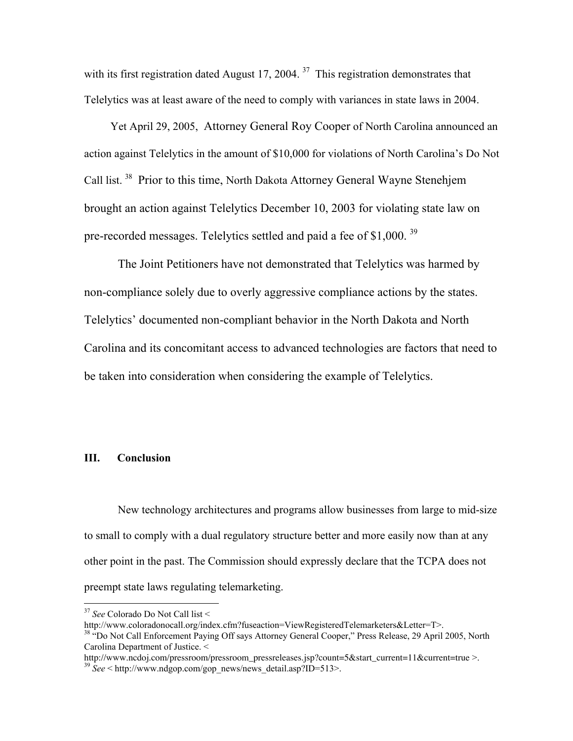with its first registration dated August 17, 2004.[37] This registration demonstrates that Telelytics was at least aware of the need to comply with variances in state laws in 2004.

Yet April 29, 2005, Attorney General Roy Cooper of North Carolina announced an action against Telelytics in the amount of $10,000 for violations of North Carolina's Do Not Call list.[38] Prior to this time, North Dakota Attorney General Wayne Stenehjem brought an action against Telelytics December 10, 2003 for violating state law on pre-recorded messages. Telelytics settled and paid a fee of $1,000.[39]

The Joint Petitioners have not demonstrated that Telelytics was harmed by non-compliance solely due to overly aggressive compliance actions by the states. Telelytics' documented non-compliant behavior in the North Dakota and North Carolina and its concomitant access to advanced technologies are factors that need to be taken into consideration when considering the example of Telelytics.

## III. Conclusion

New technology architectures and programs allow businesses from large to mid-size to small to comply with a dual regulatory structure better and more easily now than at any other point in the past. The Commission should expressly declare that the TCPA does not preempt state laws regulating telemarketing.

---

[37] *See* Colorado Do Not Call list < http://www.coloradonocall.org/index.cfm?fuseaction=ViewRegisteredTelemarketers&Letter=T>.

[38] "Do Not Call Enforcement Paying Off says Attorney General Cooper," Press Release, 29 April 2005, North Carolina Department of Justice. < http://www.ncdoj.com/pressroom/pressroom_pressreleases.jsp?count=5&start_current=11&current=true >.

[39] *See* < http://www.ndgop.com/gop_news/news_detail.asp?ID=513>.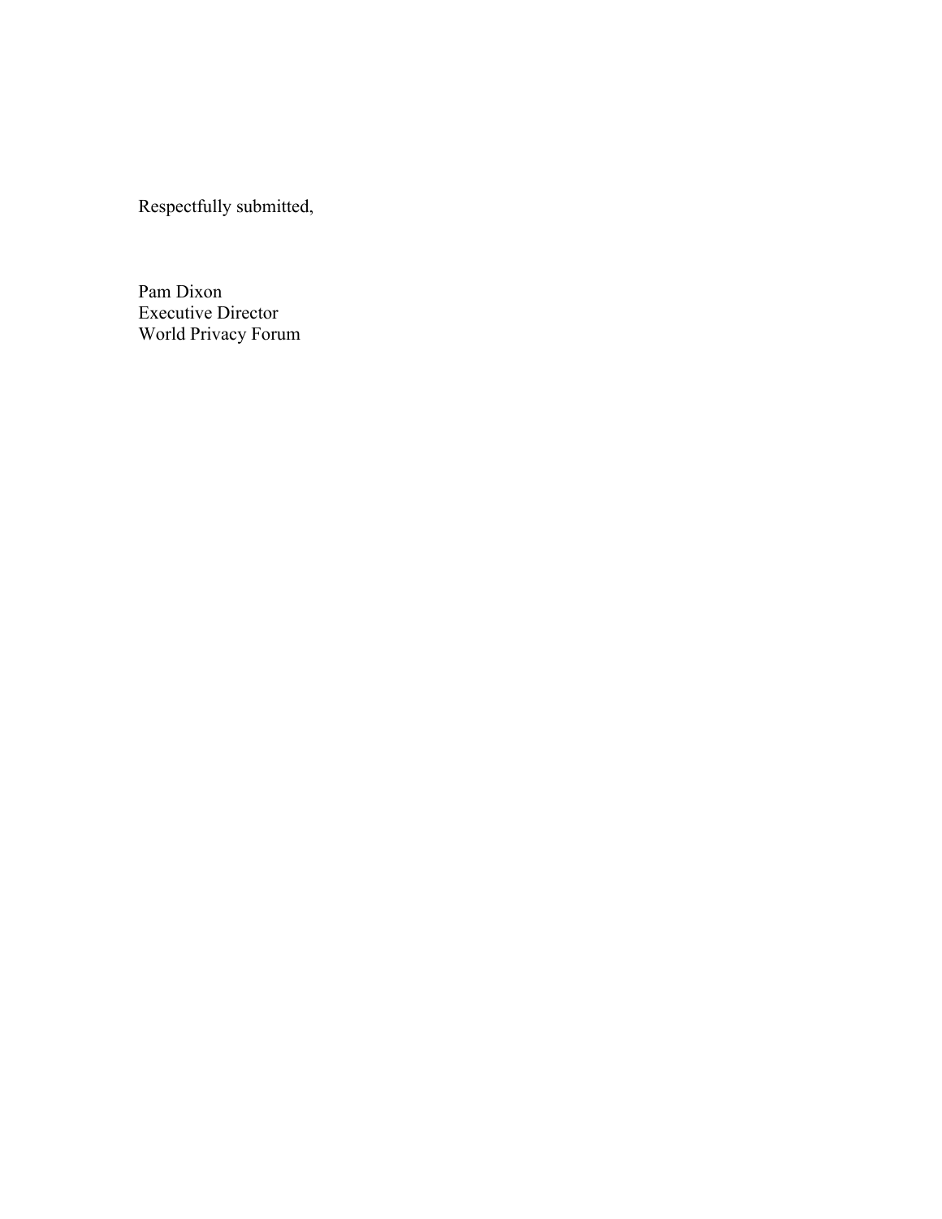Respectfully submitted,

Pam Dixon
Executive Director
World Privacy Forum